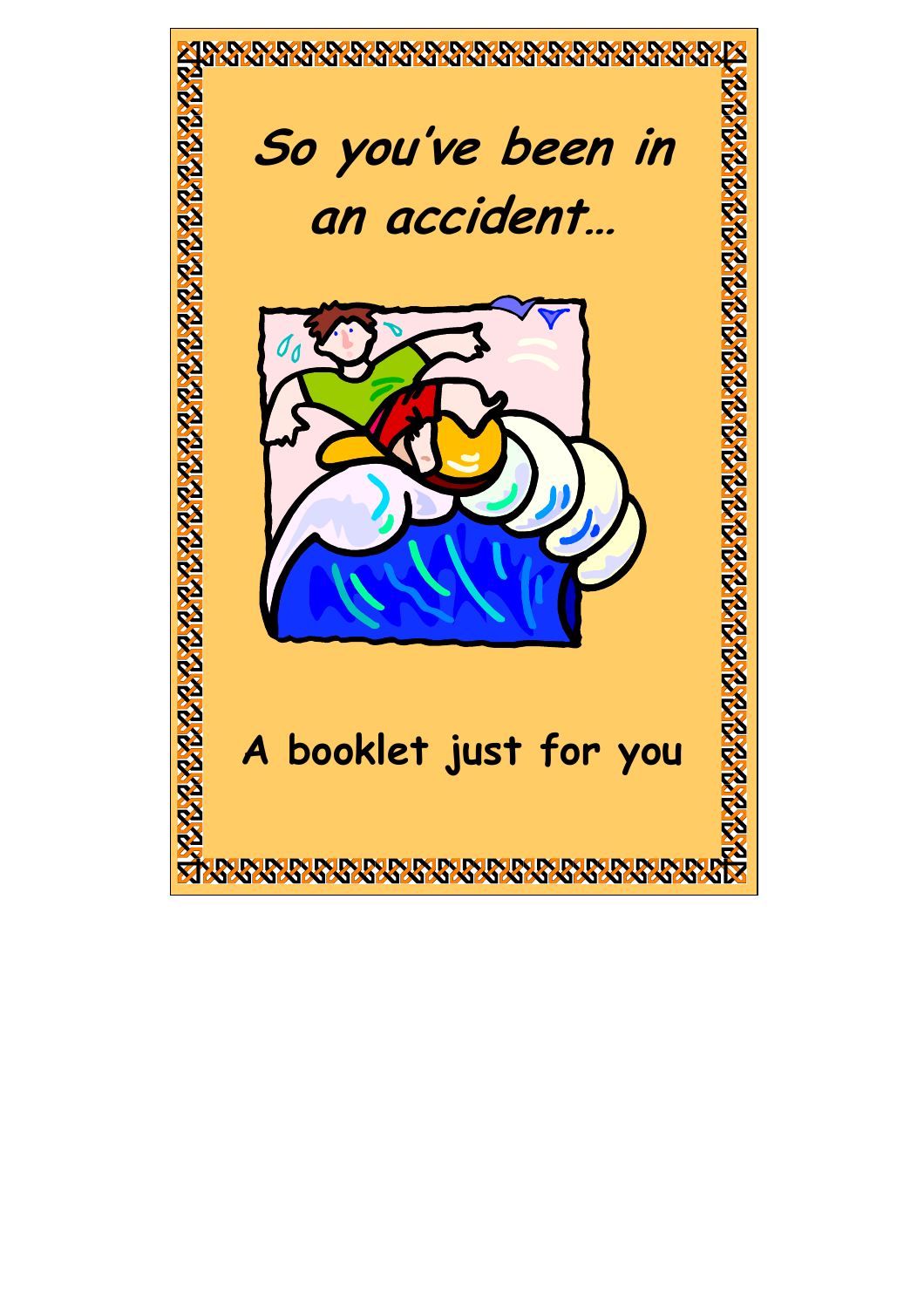# *So you've been in an accident…*

**A booklet just for you**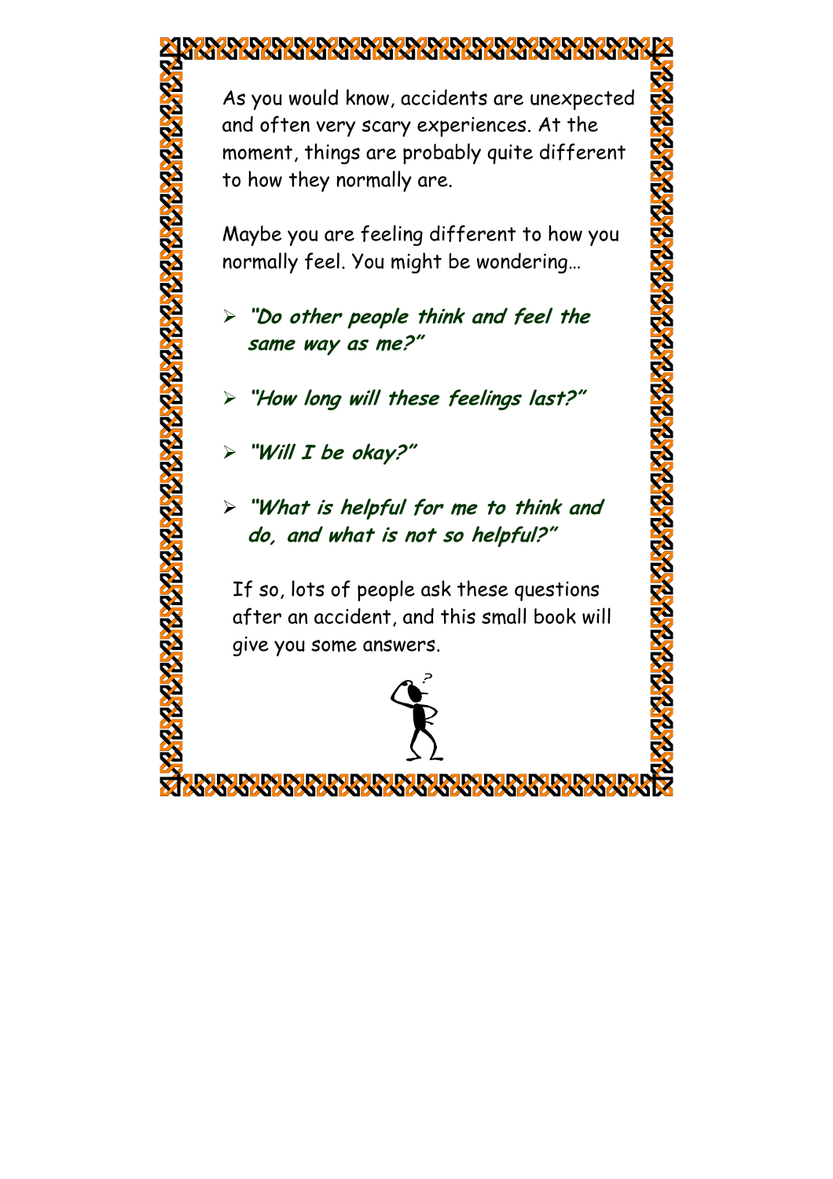As you would know, accidents are unexpected and often very scary experiences. At the moment, things are probably quite different to how they normally are.

Maybe you are feeling different to how you normally feel. You might be wondering…

- ***"Do other people think and feel the same way as me?"***
- ***"How long will these feelings last?"***
- ***"Will I be okay?"***
- ***"What is helpful for me to think and do, and what is not so helpful?"***

If so, lots of people ask these questions after an accident, and this small book will give you some answers.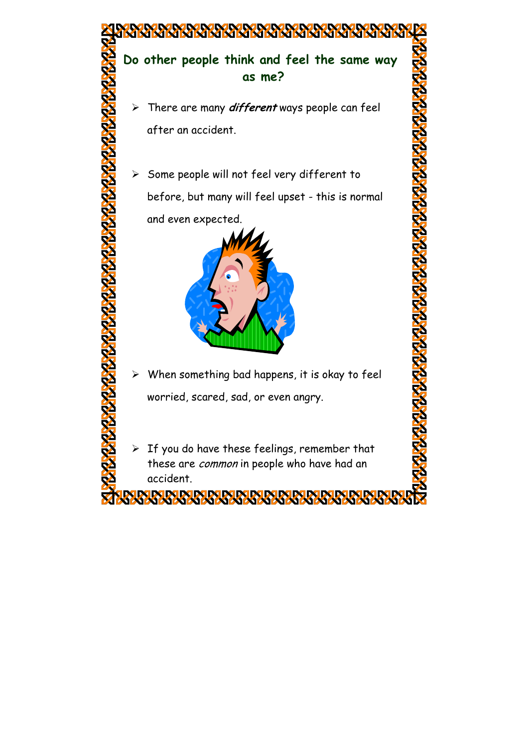## Do other people think and feel the same way as me?

- There are many ***different*** ways people can feel after an accident.

- Some people will not feel very different to before, but many will feel upset - this is normal and even expected.

- When something bad happens, it is okay to feel worried, scared, sad, or even angry.

- If you do have these feelings, remember that these are *common* in people who have had an accident.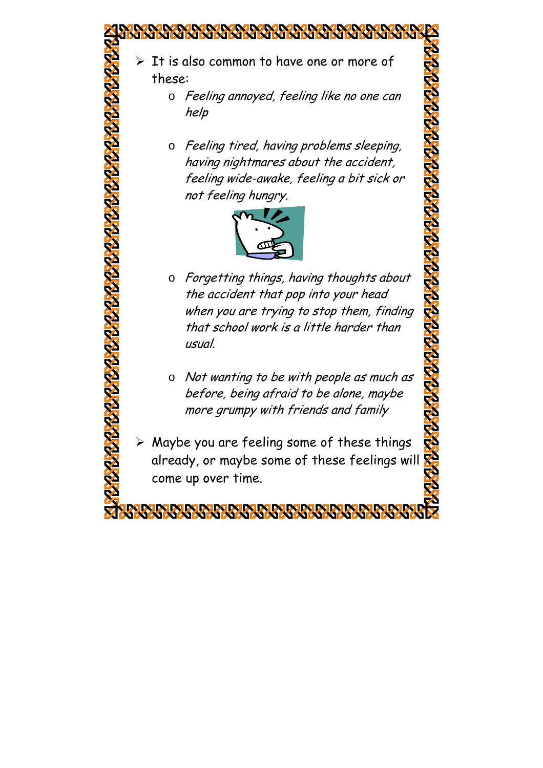- It is also common to have one or more of these:
  - *Feeling annoyed, feeling like no one can help*
  - *Feeling tired, having problems sleeping, having nightmares about the accident, feeling wide-awake, feeling a bit sick or not feeling hungry.*
  - *Forgetting things, having thoughts about the accident that pop into your head when you are trying to stop them, finding that school work is a little harder than usual.*
  - *Not wanting to be with people as much as before, being afraid to be alone, maybe more grumpy with friends and family*
- Maybe you are feeling some of these things already, or maybe some of these feelings will come up over time.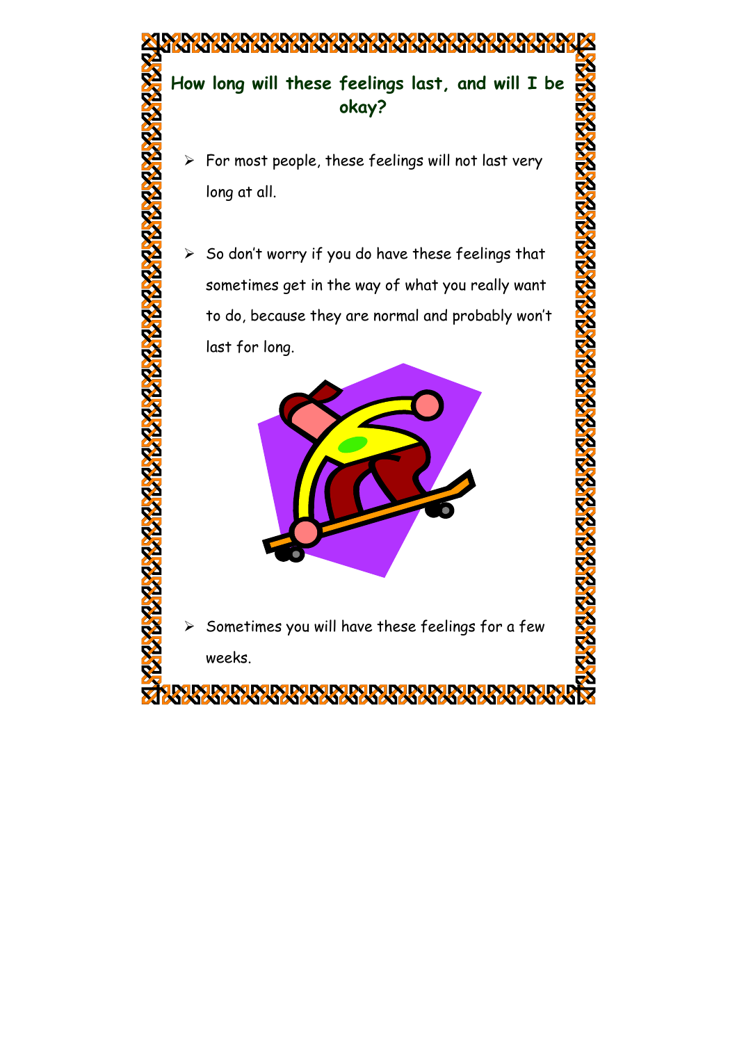## How long will these feelings last, and will I be okay?

- For most people, these feelings will not last very long at all.
- So don't worry if you do have these feelings that sometimes get in the way of what you really want to do, because they are normal and probably won't last for long.
- Sometimes you will have these feelings for a few weeks.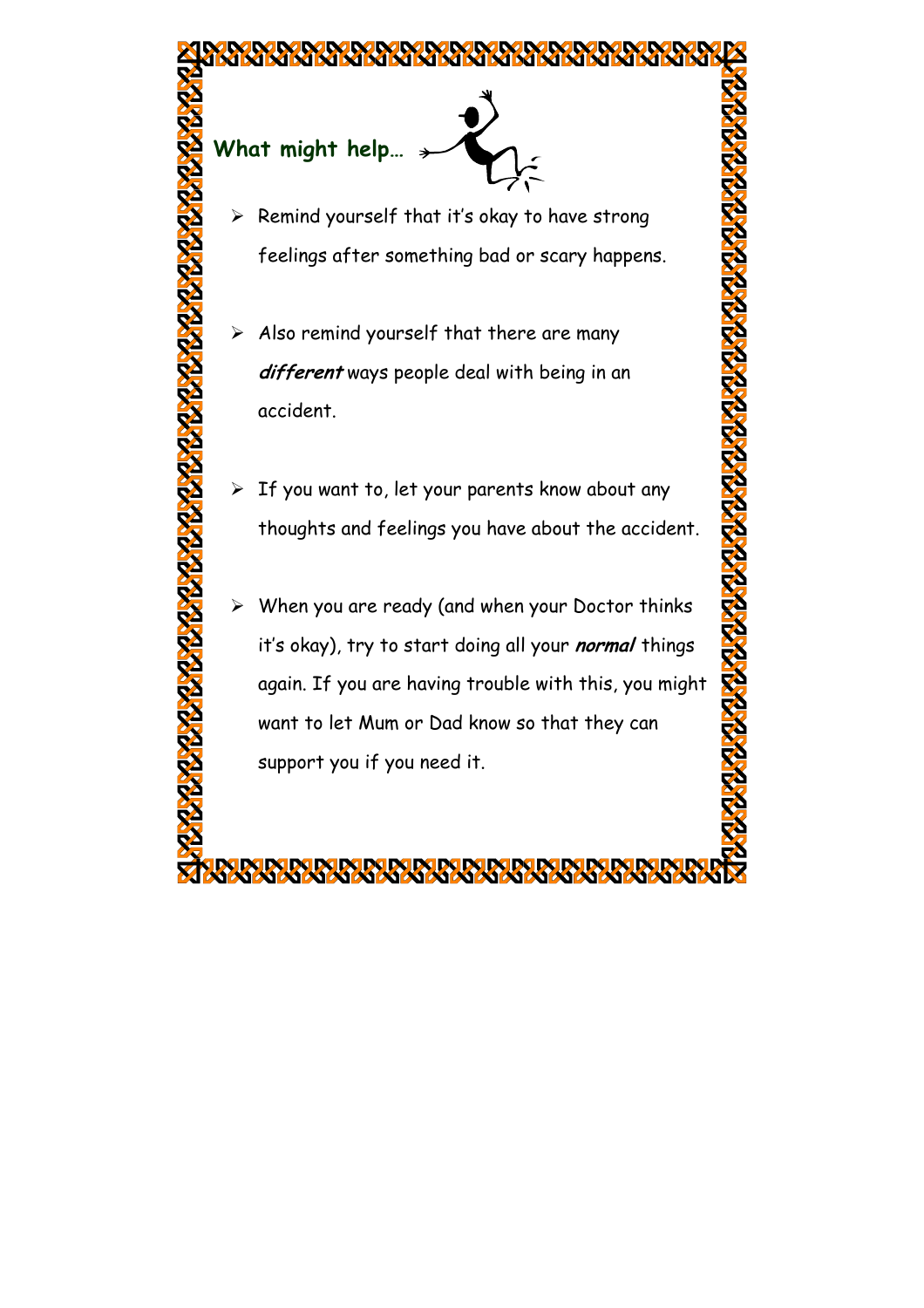## What might help…

- Remind yourself that it's okay to have strong feelings after something bad or scary happens.

- Also remind yourself that there are many ***different*** ways people deal with being in an accident.

- If you want to, let your parents know about any thoughts and feelings you have about the accident.

- When you are ready (and when your Doctor thinks it's okay), try to start doing all your ***normal*** things again. If you are having trouble with this, you might want to let Mum or Dad know so that they can support you if you need it.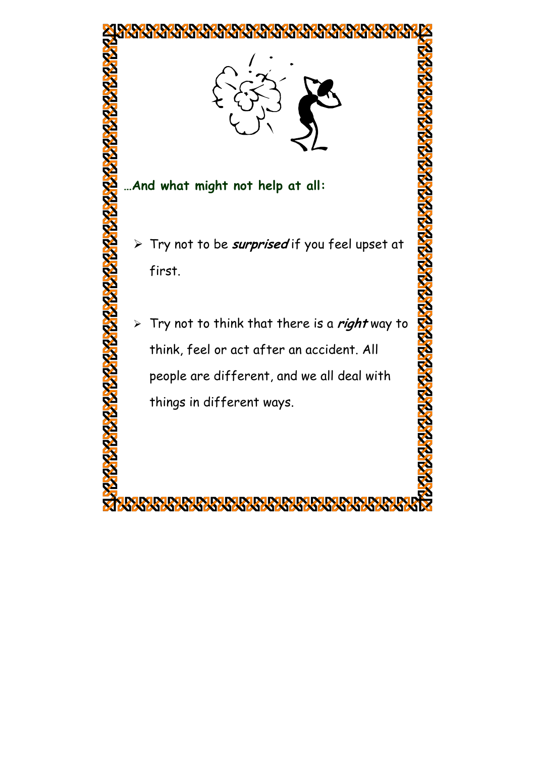**…And what might not help at all:**

- Try not to be ***surprised*** if you feel upset at first.

- Try not to think that there is a ***right*** way to think, feel or act after an accident. All people are different, and we all deal with things in different ways.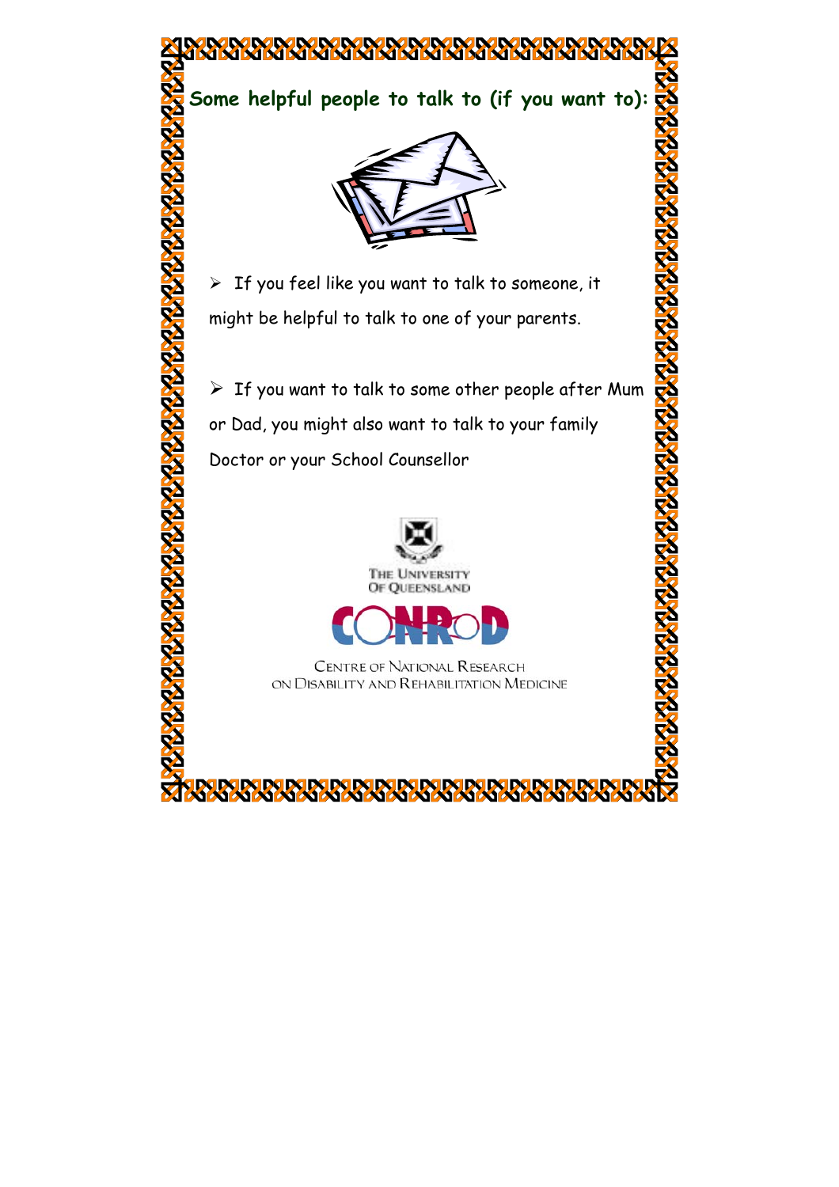## Some helpful people to talk to (if you want to):

- If you feel like you want to talk to someone, it might be helpful to talk to one of your parents.

- If you want to talk to some other people after Mum or Dad, you might also want to talk to your family Doctor or your School Counsellor

The University of Queensland

CONROD

Centre of National Research on Disability and Rehabilitation Medicine